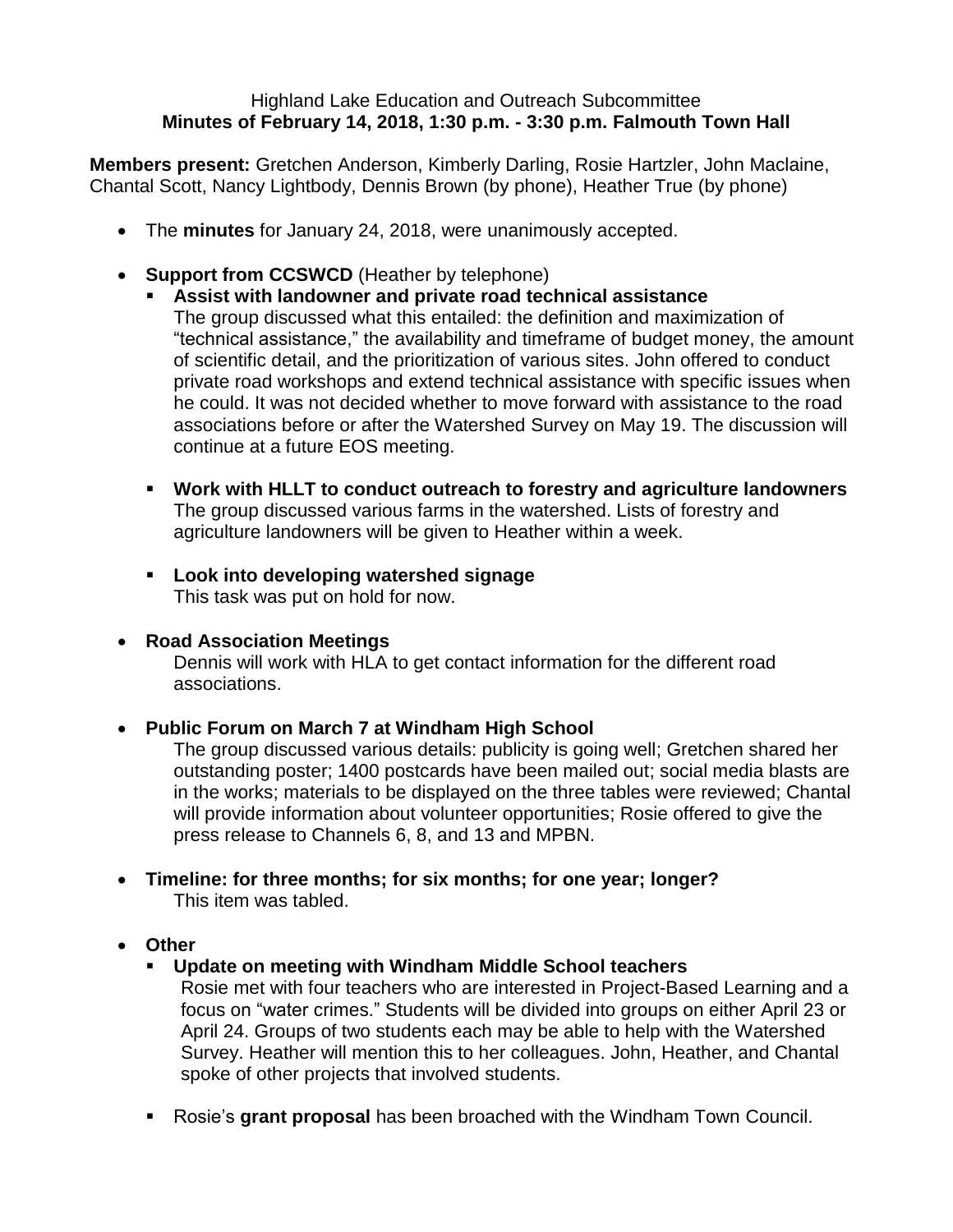Highland Lake Education and Outreach Subcommittee
**Minutes of February 14, 2018, 1:30 p.m. - 3:30 p.m. Falmouth Town Hall**

**Members present:** Gretchen Anderson, Kimberly Darling, Rosie Hartzler, John Maclaine, Chantal Scott, Nancy Lightbody, Dennis Brown (by phone), Heather True (by phone)

- The **minutes** for January 24, 2018, were unanimously accepted.

- **Support from CCSWCD** (Heather by telephone)
  - **Assist with landowner and private road technical assistance**
    The group discussed what this entailed: the definition and maximization of "technical assistance," the availability and timeframe of budget money, the amount of scientific detail, and the prioritization of various sites. John offered to conduct private road workshops and extend technical assistance with specific issues when he could. It was not decided whether to move forward with assistance to the road associations before or after the Watershed Survey on May 19. The discussion will continue at a future EOS meeting.

  - **Work with HLLT to conduct outreach to forestry and agriculture landowners**
    The group discussed various farms in the watershed. Lists of forestry and agriculture landowners will be given to Heather within a week.

  - **Look into developing watershed signage**
    This task was put on hold for now.

- **Road Association Meetings**
  Dennis will work with HLA to get contact information for the different road associations.

- **Public Forum on March 7 at Windham High School**
  The group discussed various details: publicity is going well; Gretchen shared her outstanding poster; 1400 postcards have been mailed out; social media blasts are in the works; materials to be displayed on the three tables were reviewed; Chantal will provide information about volunteer opportunities; Rosie offered to give the press release to Channels 6, 8, and 13 and MPBN.

- **Timeline: for three months; for six months; for one year; longer?**
  This item was tabled.

- **Other**
  - **Update on meeting with Windham Middle School teachers**
    Rosie met with four teachers who are interested in Project-Based Learning and a focus on "water crimes." Students will be divided into groups on either April 23 or April 24. Groups of two students each may be able to help with the Watershed Survey. Heather will mention this to her colleagues. John, Heather, and Chantal spoke of other projects that involved students.

  - Rosie's **grant proposal** has been broached with the Windham Town Council.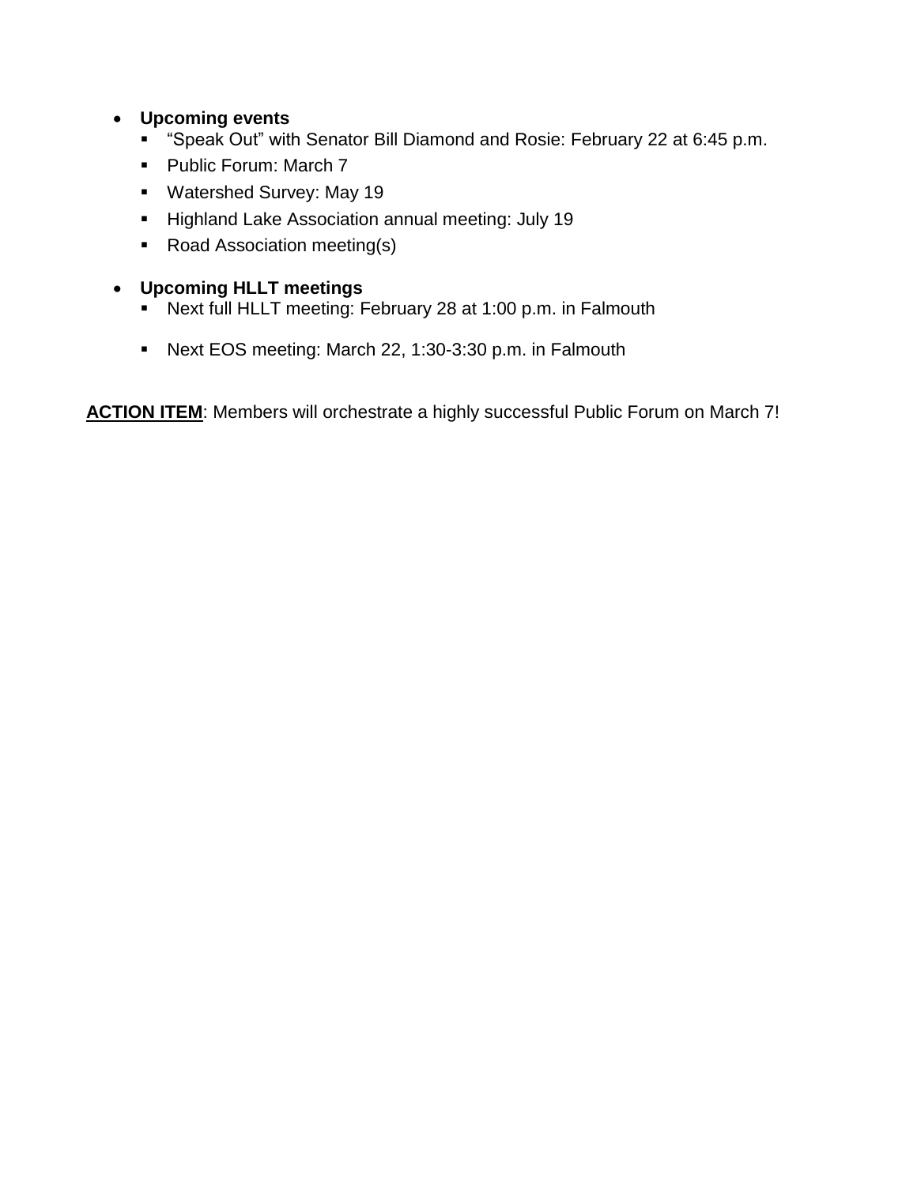- **Upcoming events**
  - "Speak Out" with Senator Bill Diamond and Rosie: February 22 at 6:45 p.m.
  - Public Forum: March 7
  - Watershed Survey: May 19
  - Highland Lake Association annual meeting: July 19
  - Road Association meeting(s)

- **Upcoming HLLT meetings**
  - Next full HLLT meeting: February 28 at 1:00 p.m. in Falmouth
  - Next EOS meeting: March 22, 1:30-3:30 p.m. in Falmouth

**ACTION ITEM**: Members will orchestrate a highly successful Public Forum on March 7!